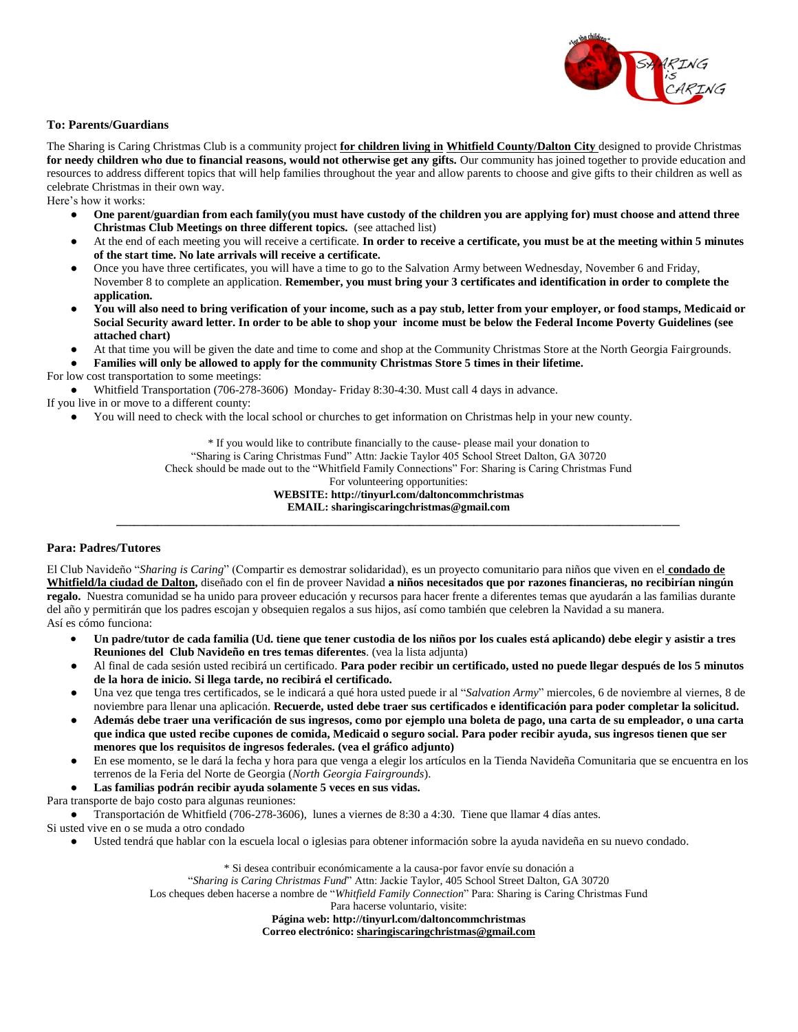**To: Parents/Guardians**

The Sharing is Caring Christmas Club is a community project **for children living in Whitfield County/Dalton City** designed to provide Christmas **for needy children who due to financial reasons, would not otherwise get any gifts.** Our community has joined together to provide education and resources to address different topics that will help families throughout the year and allow parents to choose and give gifts to their children as well as celebrate Christmas in their own way.

Here's how it works:

- **One parent/guardian from each family(you must have custody of the children you are applying for) must choose and attend three Christmas Club Meetings on three different topics.** (see attached list)
- At the end of each meeting you will receive a certificate. **In order to receive a certificate, you must be at the meeting within 5 minutes of the start time. No late arrivals will receive a certificate.**
- Once you have three certificates, you will have a time to go to the Salvation Army between Wednesday, November 6 and Friday, November 8 to complete an application. **Remember, you must bring your 3 certificates and identification in order to complete the application.**
- **You will also need to bring verification of your income, such as a pay stub, letter from your employer, or food stamps, Medicaid or Social Security award letter. In order to be able to shop your income must be below the Federal Income Poverty Guidelines (see attached chart)**
- At that time you will be given the date and time to come and shop at the Community Christmas Store at the North Georgia Fairgrounds.
- **Families will only be allowed to apply for the community Christmas Store 5 times in their lifetime.**

For low cost transportation to some meetings:

- Whitfield Transportation (706-278-3606) Monday- Friday 8:30-4:30. Must call 4 days in advance.

If you live in or move to a different county:

- You will need to check with the local school or churches to get information on Christmas help in your new county.

\* If you would like to contribute financially to the cause- please mail your donation to
"Sharing is Caring Christmas Fund" Attn: Jackie Taylor 405 School Street Dalton, GA 30720
Check should be made out to the "Whitfield Family Connections" For: Sharing is Caring Christmas Fund
For volunteering opportunities:
**WEBSITE: http://tinyurl.com/daltoncommchristmas**
**EMAIL: sharingiscaringchristmas@gmail.com**

---

**Para: Padres/Tutores**

El Club Navideño "*Sharing is Caring*" (Compartir es demostrar solidaridad), es un proyecto comunitario para niños que viven en el **condado de Whitfield/la ciudad de Dalton,** diseñado con el fin de proveer Navidad **a niños necesitados que por razones financieras, no recibirían ningún regalo.** Nuestra comunidad se ha unido para proveer educación y recursos para hacer frente a diferentes temas que ayudarán a las familias durante del año y permitirán que los padres escojan y obsequien regalos a sus hijos, así como también que celebren la Navidad a su manera.

Así es cómo funciona:

- **Un padre/tutor de cada familia (Ud. tiene que tener custodia de los niños por los cuales está aplicando) debe elegir y asistir a tres Reuniones del Club Navideño en tres temas diferentes**. (vea la lista adjunta)
- Al final de cada sesión usted recibirá un certificado. **Para poder recibir un certificado, usted no puede llegar después de los 5 minutos de la hora de inicio. Si llega tarde, no recibirá el certificado.**
- Una vez que tenga tres certificados, se le indicará a qué hora usted puede ir al "*Salvation Army*" miercoles, 6 de noviembre al viernes, 8 de noviembre para llenar una aplicación. **Recuerde, usted debe traer sus certificados e identificación para poder completar la solicitud.**
- **Además debe traer una verificación de sus ingresos, como por ejemplo una boleta de pago, una carta de su empleador, o una carta que indica que usted recibe cupones de comida, Medicaid o seguro social. Para poder recibir ayuda, sus ingresos tienen que ser menores que los requisitos de ingresos federales. (vea el gráfico adjunto)**
- En ese momento, se le dará la fecha y hora para que venga a elegir los artículos en la Tienda Navideña Comunitaria que se encuentra en los terrenos de la Feria del Norte de Georgia (*North Georgia Fairgrounds*).
- **Las familias podrán recibir ayuda solamente 5 veces en sus vidas.**

Para transporte de bajo costo para algunas reuniones:

- Transportación de Whitfield (706-278-3606), lunes a viernes de 8:30 a 4:30. Tiene que llamar 4 días antes.

Si usted vive en o se muda a otro condado

- Usted tendrá que hablar con la escuela local o iglesias para obtener información sobre la ayuda navideña en su nuevo condado.

\* Si desea contribuir económicamente a la causa-por favor envíe su donación a
"*Sharing is Caring Christmas Fund*" Attn: Jackie Taylor, 405 School Street Dalton, GA 30720
Los cheques deben hacerse a nombre de "*Whitfield Family Connection*" Para: Sharing is Caring Christmas Fund
Para hacerse voluntario, visite:
**Página web: http://tinyurl.com/daltoncommchristmas**
**Correo electrónico: sharingiscaringchristmas@gmail.com**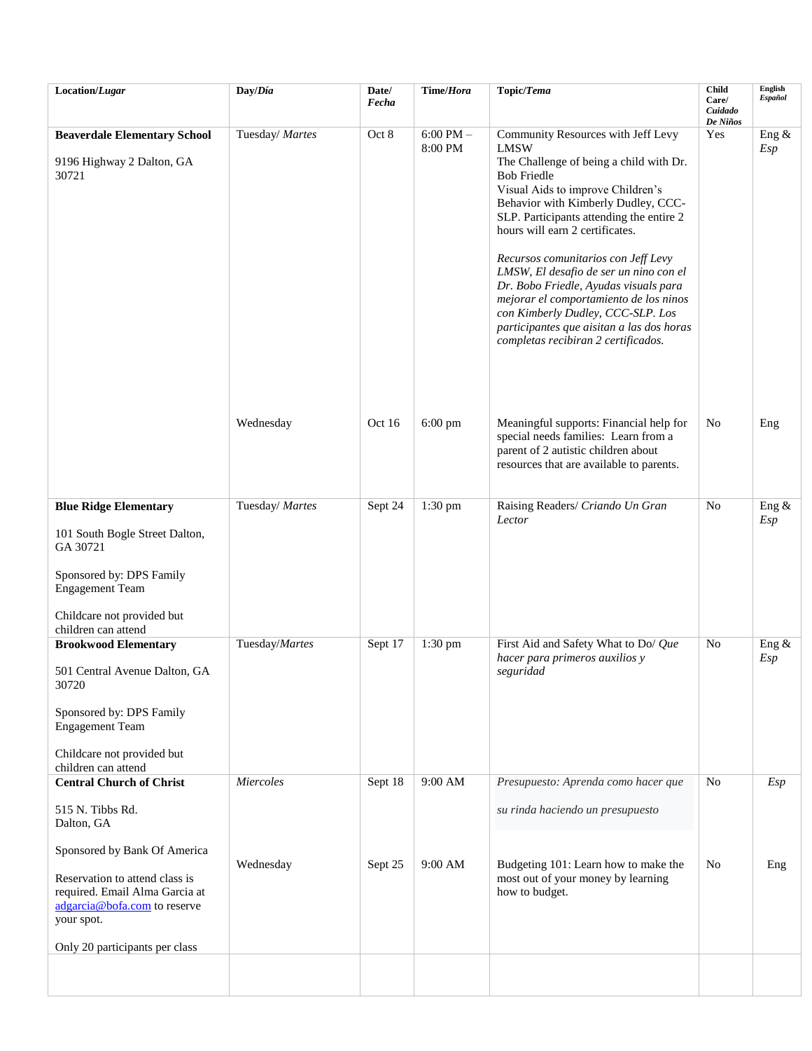| Location/*Lugar* | Day/*Día* | Date/ *Fecha* | Time/*Hora* | Topic/*Tema* | Child Care/ *Cuidado De Niños* | English *Español* |
|---|---|---|---|---|---|---|
| **Beaverdale Elementary School**<br><br>9196 Highway 2 Dalton, GA 30721 | Tuesday/ *Martes* | Oct 8 | 6:00 PM – 8:00 PM | Community Resources with Jeff Levy LMSW<br>The Challenge of being a child with Dr. Bob Friedle<br>Visual Aids to improve Children's Behavior with Kimberly Dudley, CCC-SLP. Participants attending the entire 2 hours will earn 2 certificates.<br><br>*Recursos comunitarios con Jeff Levy LMSW, El desafio de ser un nino con el Dr. Bobo Friedle, Ayudas visuals para mejorar el comportamiento de los ninos con Kimberly Dudley, CCC-SLP. Los participantes que aisitan a las dos horas completas recibiran 2 certificados.* | Yes | Eng & *Esp* |
| | Wednesday | Oct 16 | 6:00 pm | Meaningful supports: Financial help for special needs families: Learn from a parent of 2 autistic children about resources that are available to parents. | No | Eng |
| **Blue Ridge Elementary**<br><br>101 South Bogle Street Dalton, GA 30721<br><br>Sponsored by: DPS Family Engagement Team<br><br>Childcare not provided but children can attend | Tuesday/ *Martes* | Sept 24 | 1:30 pm | Raising Readers/ *Criando Un Gran Lector* | No | Eng & *Esp* |
| **Brookwood Elementary**<br><br>501 Central Avenue Dalton, GA 30720<br><br>Sponsored by: DPS Family Engagement Team<br><br>Childcare not provided but children can attend | Tuesday/*Martes* | Sept 17 | 1:30 pm | First Aid and Safety What to Do/ *Que hacer para primeros auxilios y seguridad* | No | Eng & *Esp* |
| **Central Church of Christ**<br><br>515 N. Tibbs Rd.<br>Dalton, GA<br><br>Sponsored by Bank Of America<br><br>Reservation to attend class is required. Email Alma Garcia at adgarcia@bofa.com to reserve your spot.<br><br>Only 20 participants per class | *Miercoles* | Sept 18 | 9:00 AM | *Presupuesto: Aprenda como hacer que su rinda haciendo un presupuesto* | No | *Esp* |
| | Wednesday | Sept 25 | 9:00 AM | Budgeting 101: Learn how to make the most out of your money by learning how to budget. | No | Eng |
| | | | | | | |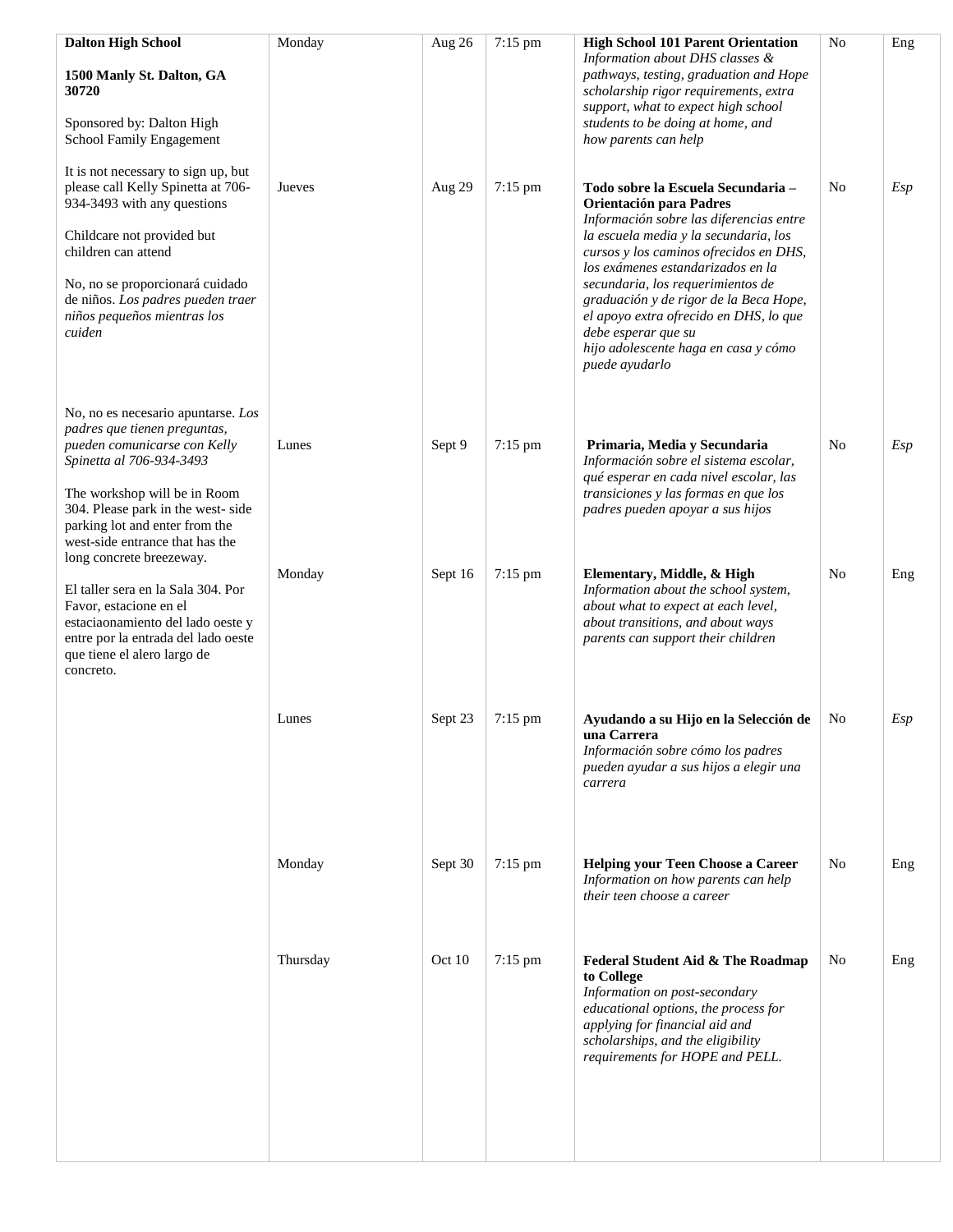| | | | | | | |
|---|---|---|---|---|---|---|
| **Dalton High School**<br><br>**1500 Manly St. Dalton, GA 30720**<br><br>Sponsored by: Dalton High School Family Engagement<br><br>It is not necessary to sign up, but please call Kelly Spinetta at 706-934-3493 with any questions<br><br>Childcare not provided but children can attend<br><br>No, no se proporcionará cuidado de niños. *Los padres pueden traer niños pequeños mientras los cuiden*<br><br>No, no es necesario apuntarse. *Los padres que tienen preguntas, pueden comunicarse con Kelly Spinetta al 706-934-3493*<br><br>The workshop will be in Room 304. Please park in the west- side parking lot and enter from the west-side entrance that has the long concrete breezeway.<br><br>El taller sera en la Sala 304. Por Favor, estacione en el estaciaonamiento del lado oeste y entre por la entrada del lado oeste que tiene el alero largo de concreto. | Monday | Aug 26 | 7:15 pm | **High School 101 Parent Orientation** *Information about DHS classes & pathways, testing, graduation and Hope scholarship rigor requirements, extra support, what to expect high school students to be doing at home, and how parents can help* | No | Eng |
| | Jueves | Aug 29 | 7:15 pm | **Todo sobre la Escuela Secundaria – Orientación para Padres** *Información sobre las diferencias entre la escuela media y la secundaria, los cursos y los caminos ofrecidos en DHS, los exámenes estandarizados en la secundaria, los requerimientos de graduación y de rigor de la Beca Hope, el apoyo extra ofrecido en DHS, lo que debe esperar que su hijo adolescente haga en casa y cómo puede ayudarlo* | No | *Esp* |
| | Lunes | Sept 9 | 7:15 pm | **Primaria, Media y Secundaria** *Información sobre el sistema escolar, qué esperar en cada nivel escolar, las transiciones y las formas en que los padres pueden apoyar a sus hijos* | No | *Esp* |
| | Monday | Sept 16 | 7:15 pm | **Elementary, Middle, & High** *Information about the school system, about what to expect at each level, about transitions, and about ways parents can support their children* | No | Eng |
| | Lunes | Sept 23 | 7:15 pm | **Ayudando a su Hijo en la Selección de una Carrera** *Información sobre cómo los padres pueden ayudar a sus hijos a elegir una carrera* | No | *Esp* |
| | Monday | Sept 30 | 7:15 pm | **Helping your Teen Choose a Career** *Information on how parents can help their teen choose a career* | No | Eng |
| | Thursday | Oct 10 | 7:15 pm | **Federal Student Aid & The Roadmap to College** *Information on post-secondary educational options, the process for applying for financial aid and scholarships, and the eligibility requirements for HOPE and PELL.* | No | Eng |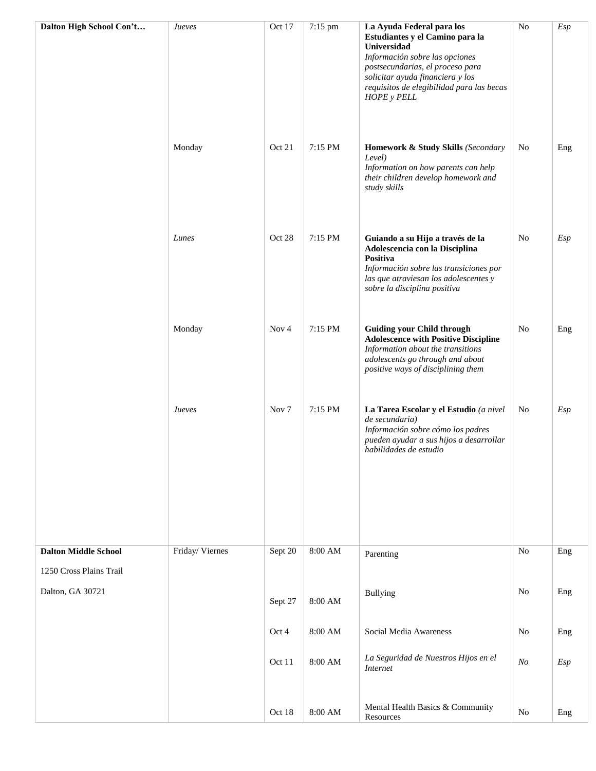| Dalton High School Con't… | *Jueves* | Oct 17 | 7:15 pm | **La Ayuda Federal para los Estudiantes y el Camino para la Universidad** *Información sobre las opciones postsecundarias, el proceso para solicitar ayuda financiera y los requisitos de elegibilidad para las becas HOPE y PELL* | No | *Esp* |
|---|---|---|---|---|---|---|
| | Monday | Oct 21 | 7:15 PM | **Homework & Study Skills** *(Secondary Level)* *Information on how parents can help their children develop homework and study skills* | No | Eng |
| | *Lunes* | Oct 28 | 7:15 PM | **Guiando a su Hijo a través de la Adolescencia con la Disciplina Positiva** *Información sobre las transiciones por las que atraviesan los adolescentes y sobre la disciplina positiva* | No | *Esp* |
| | Monday | Nov 4 | 7:15 PM | **Guiding your Child through Adolescence with Positive Discipline** *Information about the transitions adolescents go through and about positive ways of disciplining them* | No | Eng |
| | *Jueves* | Nov 7 | 7:15 PM | **La Tarea Escolar y el Estudio** *(a nivel de secundaria)* *Información sobre cómo los padres pueden ayudar a sus hijos a desarrollar habilidades de estudio* | No | *Esp* |
| **Dalton Middle School** 1250 Cross Plains Trail Dalton, GA 30721 | Friday/ Viernes | Sept 20 | 8:00 AM | Parenting | No | Eng |
| | | Sept 27 | 8:00 AM | Bullying | No | Eng |
| | | Oct 4 | 8:00 AM | Social Media Awareness | No | Eng |
| | | Oct 11 | 8:00 AM | *La Seguridad de Nuestros Hijos en el Internet* | *No* | *Esp* |
| | | Oct 18 | 8:00 AM | Mental Health Basics & Community Resources | No | Eng |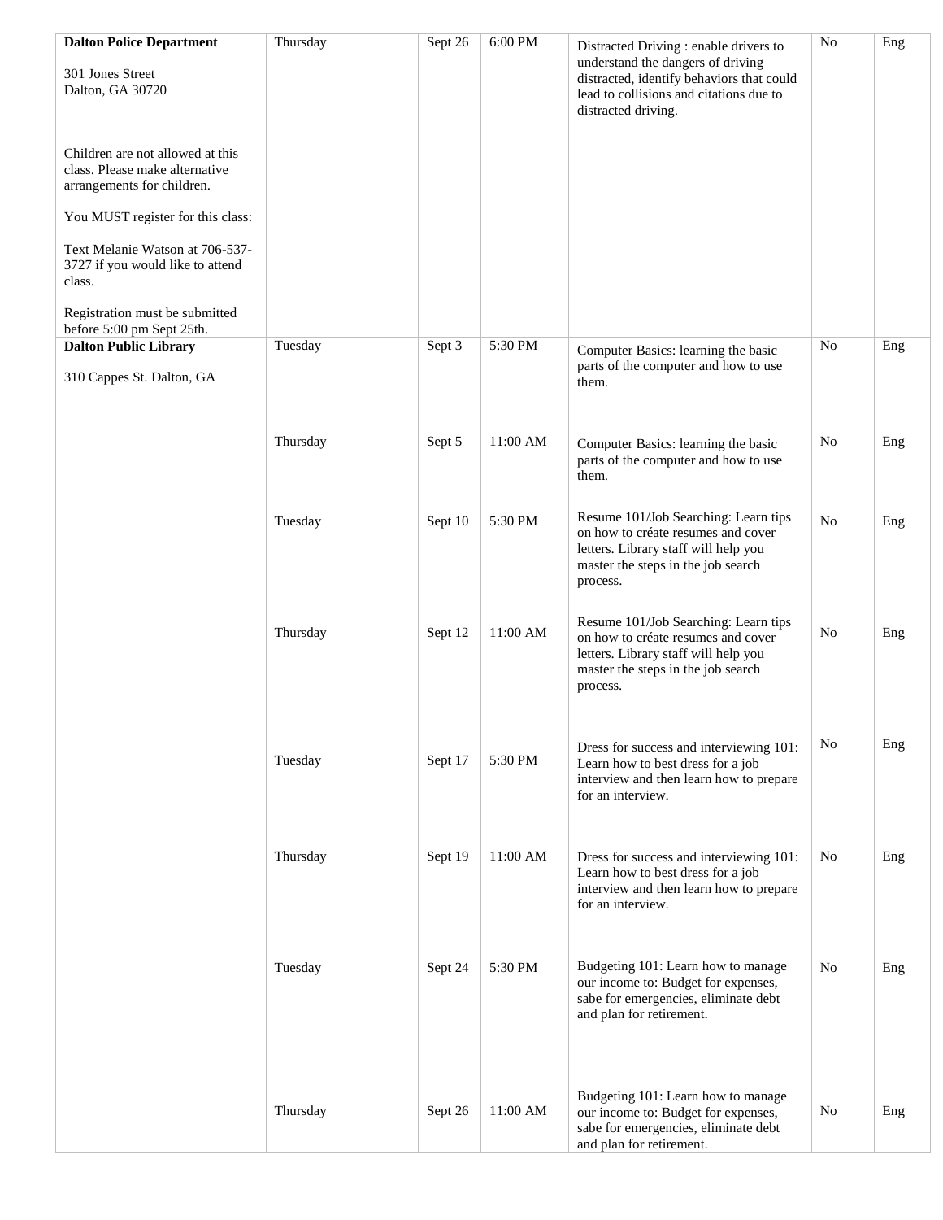| | | | | | | |
|---|---|---|---|---|---|---|
| **Dalton Police Department**<br><br>301 Jones Street<br>Dalton, GA 30720<br><br>Children are not allowed at this class. Please make alternative arrangements for children.<br><br>You MUST register for this class:<br><br>Text Melanie Watson at 706-537-3727 if you would like to attend class.<br><br>Registration must be submitted before 5:00 pm Sept 25th. | Thursday | Sept 26 | 6:00 PM | Distracted Driving : enable drivers to understand the dangers of driving distracted, identify behaviors that could lead to collisions and citations due to distracted driving. | No | Eng |
| **Dalton Public Library**<br><br>310 Cappes St. Dalton, GA | Tuesday | Sept 3 | 5:30 PM | Computer Basics: learning the basic parts of the computer and how to use them. | No | Eng |
| | Thursday | Sept 5 | 11:00 AM | Computer Basics: learning the basic parts of the computer and how to use them. | No | Eng |
| | Tuesday | Sept 10 | 5:30 PM | Resume 101/Job Searching: Learn tips on how to créate resumes and cover letters. Library staff will help you master the steps in the job search process. | No | Eng |
| | Thursday | Sept 12 | 11:00 AM | Resume 101/Job Searching: Learn tips on how to créate resumes and cover letters. Library staff will help you master the steps in the job search process. | No | Eng |
| | Tuesday | Sept 17 | 5:30 PM | Dress for success and interviewing 101: Learn how to best dress for a job interview and then learn how to prepare for an interview. | No | Eng |
| | Thursday | Sept 19 | 11:00 AM | Dress for success and interviewing 101: Learn how to best dress for a job interview and then learn how to prepare for an interview. | No | Eng |
| | Tuesday | Sept 24 | 5:30 PM | Budgeting 101: Learn how to manage our income to: Budget for expenses, sabe for emergencies, eliminate debt and plan for retirement. | No | Eng |
| | Thursday | Sept 26 | 11:00 AM | Budgeting 101: Learn how to manage our income to: Budget for expenses, sabe for emergencies, eliminate debt and plan for retirement. | No | Eng |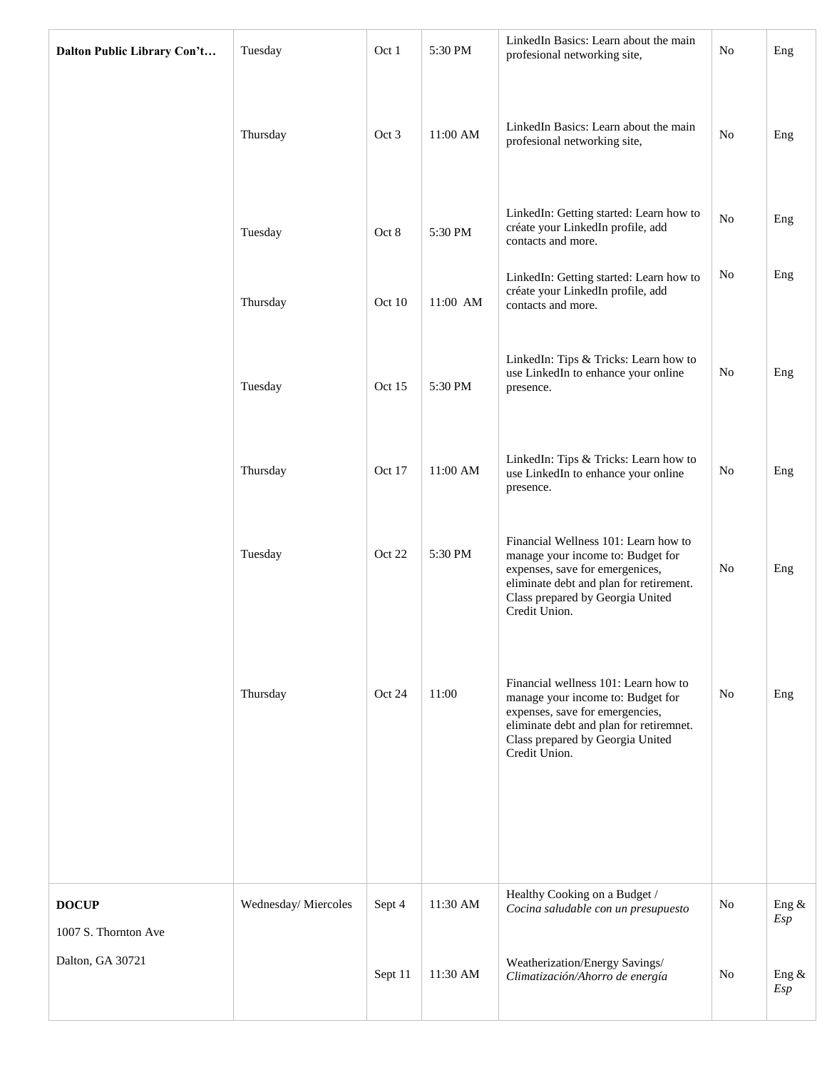| Dalton Public Library Con't… | Tuesday | Oct 1 | 5:30 PM | LinkedIn Basics: Learn about the main profesional networking site, | No | Eng |
|---|---|---|---|---|---|---|
| | Thursday | Oct 3 | 11:00 AM | LinkedIn Basics: Learn about the main profesional networking site, | No | Eng |
| | Tuesday | Oct 8 | 5:30 PM | LinkedIn: Getting started: Learn how to créate your LinkedIn profile, add contacts and more. | No | Eng |
| | Thursday | Oct 10 | 11:00 AM | LinkedIn: Getting started: Learn how to créate your LinkedIn profile, add contacts and more. | No | Eng |
| | Tuesday | Oct 15 | 5:30 PM | LinkedIn: Tips & Tricks: Learn how to use LinkedIn to enhance your online presence. | No | Eng |
| | Thursday | Oct 17 | 11:00 AM | LinkedIn: Tips & Tricks: Learn how to use LinkedIn to enhance your online presence. | No | Eng |
| | Tuesday | Oct 22 | 5:30 PM | Financial Wellness 101: Learn how to manage your income to: Budget for expenses, save for emergenices, eliminate debt and plan for retirement. Class prepared by Georgia United Credit Union. | No | Eng |
| | Thursday | Oct 24 | 11:00 | Financial wellness 101: Learn how to manage your income to: Budget for expenses, save for emergencies, eliminate debt and plan for retiremnet. Class prepared by Georgia United Credit Union. | No | Eng |
| **DOCUP**<br>1007 S. Thornton Ave<br>Dalton, GA 30721 | Wednesday/ Miercoles | Sept 4 | 11:30 AM | Healthy Cooking on a Budget / *Cocina saludable con un presupuesto* | No | Eng & *Esp* |
| | | Sept 11 | 11:30 AM | Weatherization/Energy Savings/ *Climatización/Ahorro de energía* | No | Eng & *Esp* |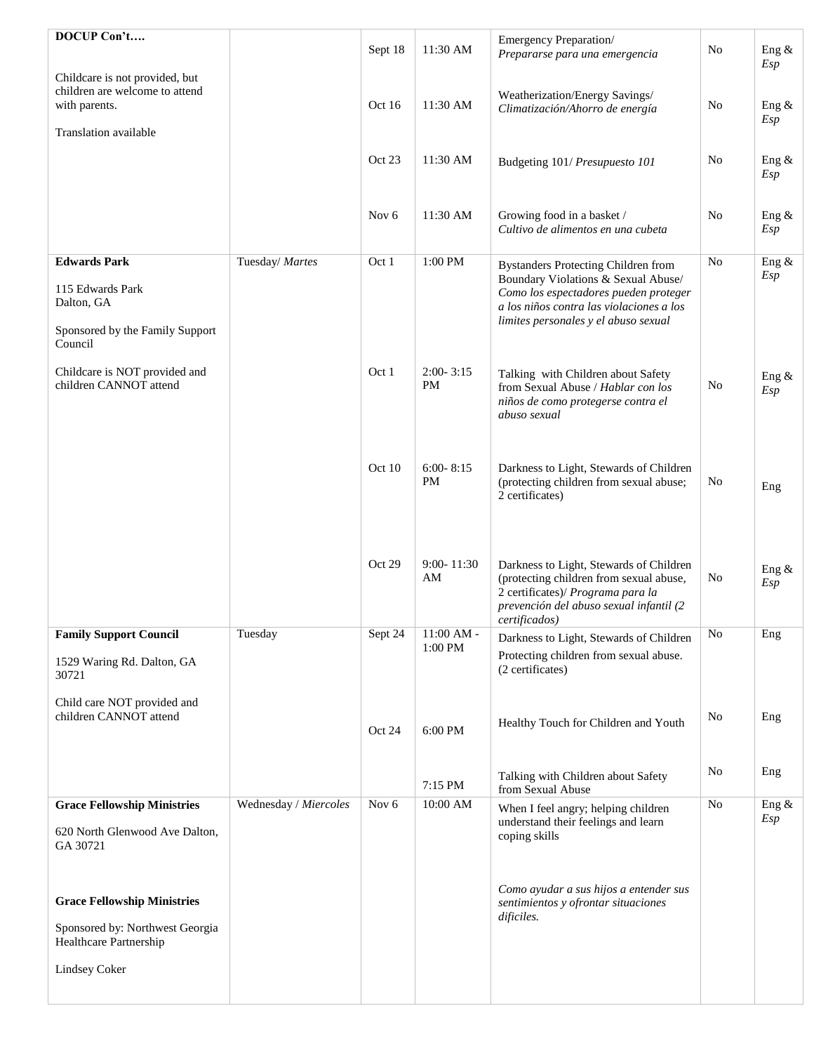| | | | | | | |
|---|---|---|---|---|---|---|
| **DOCUP Con't….**<br><br>Childcare is not provided, but children are welcome to attend with parents.<br><br>Translation available | | Sept 18 | 11:30 AM | Emergency Preparation/ *Prepararse para una emergencia* | No | Eng & *Esp* |
| | | Oct 16 | 11:30 AM | Weatherization/Energy Savings/ *Climatización/Ahorro de energía* | No | Eng & *Esp* |
| | | Oct 23 | 11:30 AM | Budgeting 101/ *Presupuesto 101* | No | Eng & *Esp* |
| | | Nov 6 | 11:30 AM | Growing food in a basket / *Cultivo de alimentos en una cubeta* | No | Eng & *Esp* |
| **Edwards Park**<br><br>115 Edwards Park<br>Dalton, GA<br><br>Sponsored by the Family Support Council<br><br>Childcare is NOT provided and children CANNOT attend | Tuesday/ *Martes* | Oct 1 | 1:00 PM | Bystanders Protecting Children from Boundary Violations & Sexual Abuse/ *Como los espectadores pueden proteger a los niños contra las violaciones a los limites personales y el abuso sexual* | No | Eng & *Esp* |
| | | Oct 1 | 2:00- 3:15 PM | Talking with Children about Safety from Sexual Abuse / *Hablar con los niños de como protegerse contra el abuso sexual* | No | Eng & *Esp* |
| | | Oct 10 | 6:00- 8:15 PM | Darkness to Light, Stewards of Children (protecting children from sexual abuse; 2 certificates) | No | Eng |
| | | Oct 29 | 9:00- 11:30 AM | Darkness to Light, Stewards of Children (protecting children from sexual abuse, 2 certificates)/ *Programa para la prevención del abuso sexual infantil (2 certificados)* | No | Eng & *Esp* |
| **Family Support Council**<br><br>1529 Waring Rd. Dalton, GA 30721<br><br>Child care NOT provided and children CANNOT attend | Tuesday | Sept 24 | 11:00 AM - 1:00 PM | Darkness to Light, Stewards of Children Protecting children from sexual abuse. (2 certificates) | No | Eng |
| | | Oct 24 | 6:00 PM | Healthy Touch for Children and Youth | No | Eng |
| | | | 7:15 PM | Talking with Children about Safety from Sexual Abuse | No | Eng |
| **Grace Fellowship Ministries**<br><br>620 North Glenwood Ave Dalton, GA 30721<br><br>**Grace Fellowship Ministries**<br><br>Sponsored by: Northwest Georgia Healthcare Partnership<br><br>Lindsey Coker | Wednesday / *Miercoles* | Nov 6 | 10:00 AM | When I feel angry; helping children understand their feelings and learn coping skills<br><br>*Como ayudar a sus hijos a entender sus sentimientos y ofrontar situaciones dificiles.* | No | Eng & *Esp* |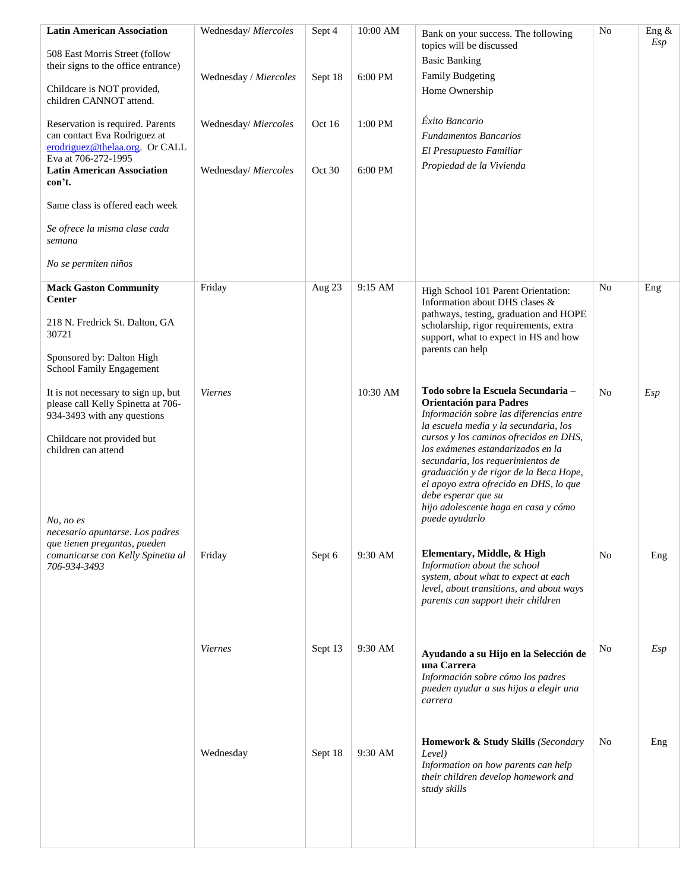| | | | | | | |
|---|---|---|---|---|---|---|
| **Latin American Association**<br><br>508 East Morris Street (follow their signs to the office entrance)<br><br>Childcare is NOT provided, children CANNOT attend.<br><br>Reservation is required. Parents can contact Eva Rodriguez at erodriguez@thelaa.org. Or CALL Eva at 706-272-1995 | Wednesday/ *Miercoles*<br><br>Wednesday / *Miercoles*<br><br>Wednesday/ *Miercoles* | Sept 4<br><br>Sept 18<br><br>Oct 16 | 10:00 AM<br><br>6:00 PM<br><br>1:00 PM | Bank on your success. The following topics will be discussed<br>Basic Banking<br>Family Budgeting<br>Home Ownership<br><br>*Éxito Bancario*<br>*Fundamentos Bancarios*<br>*El Presupuesto Familiar*<br>*Propiedad de la Vivienda* | No | Eng & *Esp* |
| **Latin American Association con't.**<br><br>Same class is offered each week<br><br>*Se ofrece la misma clase cada semana*<br><br>*No se permiten niños* | Wednesday/ *Miercoles* | Oct 30 | 6:00 PM | | | |
| **Mack Gaston Community Center**<br><br>218 N. Fredrick St. Dalton, GA 30721<br><br>Sponsored by: Dalton High School Family Engagement | Friday | Aug 23 | 9:15 AM | High School 101 Parent Orientation: Information about DHS clases & pathways, testing, graduation and HOPE scholarship, rigor requirements, extra support, what to expect in HS and how parents can help | No | Eng |
| It is not necessary to sign up, but please call Kelly Spinetta at 706-934-3493 with any questions<br><br>Childcare not provided but children can attend | *Viernes* | | 10:30 AM | **Todo sobre la Escuela Secundaria – Orientación para Padres**<br>*Información sobre las diferencias entre la escuela media y la secundaria, los cursos y los caminos ofrecidos en DHS, los exámenes estandarizados en la secundaria, los requerimientos de graduación y de rigor de la Beca Hope, el apoyo extra ofrecido en DHS, lo que debe esperar que su hijo adolescente haga en casa y cómo puede ayudarlo* | No | *Esp* |
| *No, no es necesario apuntarse. Los padres que tienen preguntas, pueden comunicarse con Kelly Spinetta al 706-934-3493* | Friday | Sept 6 | 9:30 AM | **Elementary, Middle, & High**<br>*Information about the school system, about what to expect at each level, about transitions, and about ways parents can support their children* | No | Eng |
| | *Viernes* | Sept 13 | 9:30 AM | **Ayudando a su Hijo en la Selección de una Carrera**<br>*Información sobre cómo los padres pueden ayudar a sus hijos a elegir una carrera* | No | *Esp* |
| | Wednesday | Sept 18 | 9:30 AM | **Homework & Study Skills** *(Secondary Level)*<br>*Information on how parents can help their children develop homework and study skills* | No | Eng |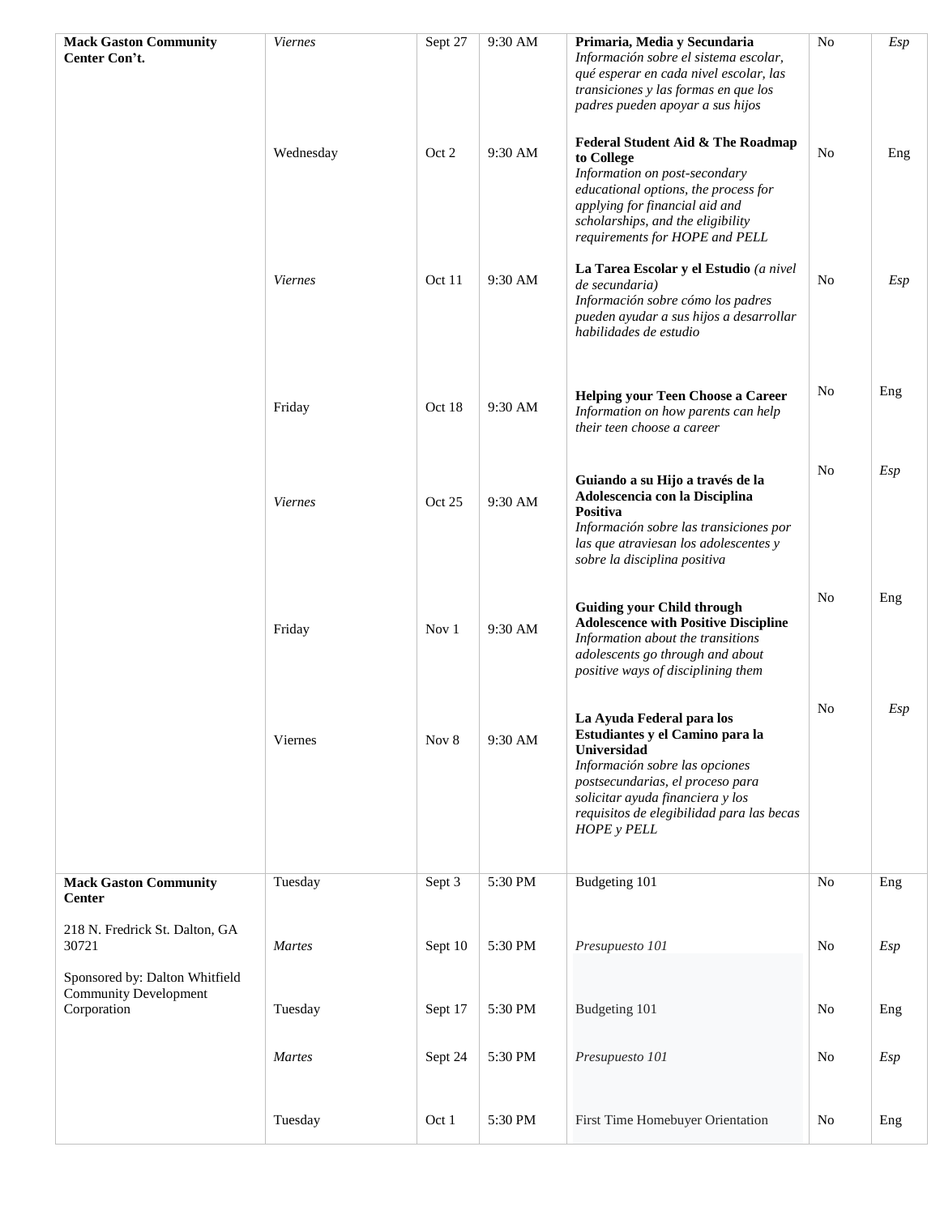| **Mack Gaston Community Center Con't.** | *Viernes* | Sept 27 | 9:30 AM | **Primaria, Media y Secundaria** *Información sobre el sistema escolar, qué esperar en cada nivel escolar, las transiciones y las formas en que los padres pueden apoyar a sus hijos* | No | *Esp* |
|---|---|---|---|---|---|---|
| | Wednesday | Oct 2 | 9:30 AM | **Federal Student Aid & The Roadmap to College** *Information on post-secondary educational options, the process for applying for financial aid and scholarships, and the eligibility requirements for HOPE and PELL* | No | Eng |
| | *Viernes* | Oct 11 | 9:30 AM | **La Tarea Escolar y el Estudio** *(a nivel de secundaria)* *Información sobre cómo los padres pueden ayudar a sus hijos a desarrollar habilidades de estudio* | No | *Esp* |
| | Friday | Oct 18 | 9:30 AM | **Helping your Teen Choose a Career** *Information on how parents can help their teen choose a career* | No | Eng |
| | *Viernes* | Oct 25 | 9:30 AM | **Guiando a su Hijo a través de la Adolescencia con la Disciplina Positiva** *Información sobre las transiciones por las que atraviesan los adolescentes y sobre la disciplina positiva* | No | *Esp* |
| | Friday | Nov 1 | 9:30 AM | **Guiding your Child through Adolescence with Positive Discipline** *Information about the transitions adolescents go through and about positive ways of disciplining them* | No | Eng |
| | Viernes | Nov 8 | 9:30 AM | **La Ayuda Federal para los Estudiantes y el Camino para la Universidad** *Información sobre las opciones postsecundarias, el proceso para solicitar ayuda financiera y los requisitos de elegibilidad para las becas HOPE y PELL* | No | *Esp* |
| **Mack Gaston Community Center** 218 N. Fredrick St. Dalton, GA 30721 Sponsored by: Dalton Whitfield Community Development Corporation | Tuesday | Sept 3 | 5:30 PM | Budgeting 101 | No | Eng |
| | *Martes* | Sept 10 | 5:30 PM | *Presupuesto 101* | No | *Esp* |
| | Tuesday | Sept 17 | 5:30 PM | Budgeting 101 | No | Eng |
| | *Martes* | Sept 24 | 5:30 PM | *Presupuesto 101* | No | *Esp* |
| | Tuesday | Oct 1 | 5:30 PM | First Time Homebuyer Orientation | No | Eng |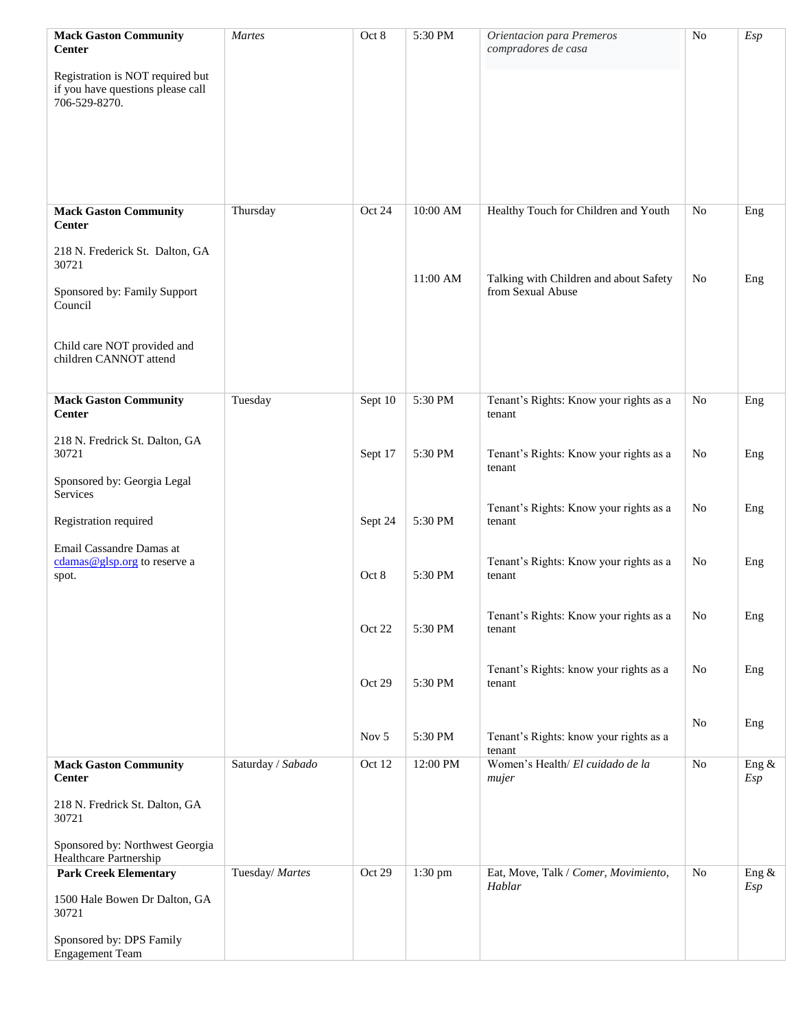| | | | | | | |
|---|---|---|---|---|---|---|
| **Mack Gaston Community Center**<br><br>Registration is NOT required but if you have questions please call 706-529-8270. | *Martes* | Oct 8 | 5:30 PM | *Orientacion para Premeros compradores de casa* | No | *Esp* |
| **Mack Gaston Community Center**<br><br>218 N. Frederick St. Dalton, GA 30721<br><br>Sponsored by: Family Support Council<br><br>Child care NOT provided and children CANNOT attend | Thursday | Oct 24 | 10:00 AM<br><br>11:00 AM | Healthy Touch for Children and Youth<br><br>Talking with Children and about Safety from Sexual Abuse | No<br><br>No | Eng<br><br>Eng |
| **Mack Gaston Community Center**<br><br>218 N. Fredrick St. Dalton, GA 30721<br><br>Sponsored by: Georgia Legal Services<br><br>Registration required<br><br>Email Cassandre Damas at cdamas@glsp.org to reserve a spot. | Tuesday | Sept 10<br><br>Sept 17<br><br>Sept 24<br><br>Oct 8<br><br>Oct 22<br><br>Oct 29<br><br>Nov 5 | 5:30 PM<br><br>5:30 PM<br><br>5:30 PM<br><br>5:30 PM<br><br>5:30 PM<br><br>5:30 PM<br><br>5:30 PM | Tenant's Rights: Know your rights as a tenant<br><br>Tenant's Rights: Know your rights as a tenant<br><br>Tenant's Rights: Know your rights as a tenant<br><br>Tenant's Rights: Know your rights as a tenant<br><br>Tenant's Rights: Know your rights as a tenant<br><br>Tenant's Rights: know your rights as a tenant<br><br>Tenant's Rights: know your rights as a tenant | No<br><br>No<br><br>No<br><br>No<br><br>No<br><br>No<br><br>No | Eng<br><br>Eng<br><br>Eng<br><br>Eng<br><br>Eng<br><br>Eng<br><br>Eng |
| **Mack Gaston Community Center**<br><br>218 N. Fredrick St. Dalton, GA 30721<br><br>Sponsored by: Northwest Georgia Healthcare Partnership | Saturday / *Sabado* | Oct 12 | 12:00 PM | Women's Health/ *El cuidado de la mujer* | No | Eng & *Esp* |
| **Park Creek Elementary**<br><br>1500 Hale Bowen Dr Dalton, GA 30721<br><br>Sponsored by: DPS Family Engagement Team | Tuesday/ *Martes* | Oct 29 | 1:30 pm | Eat, Move, Talk / *Comer, Movimiento, Hablar* | No | Eng & *Esp* |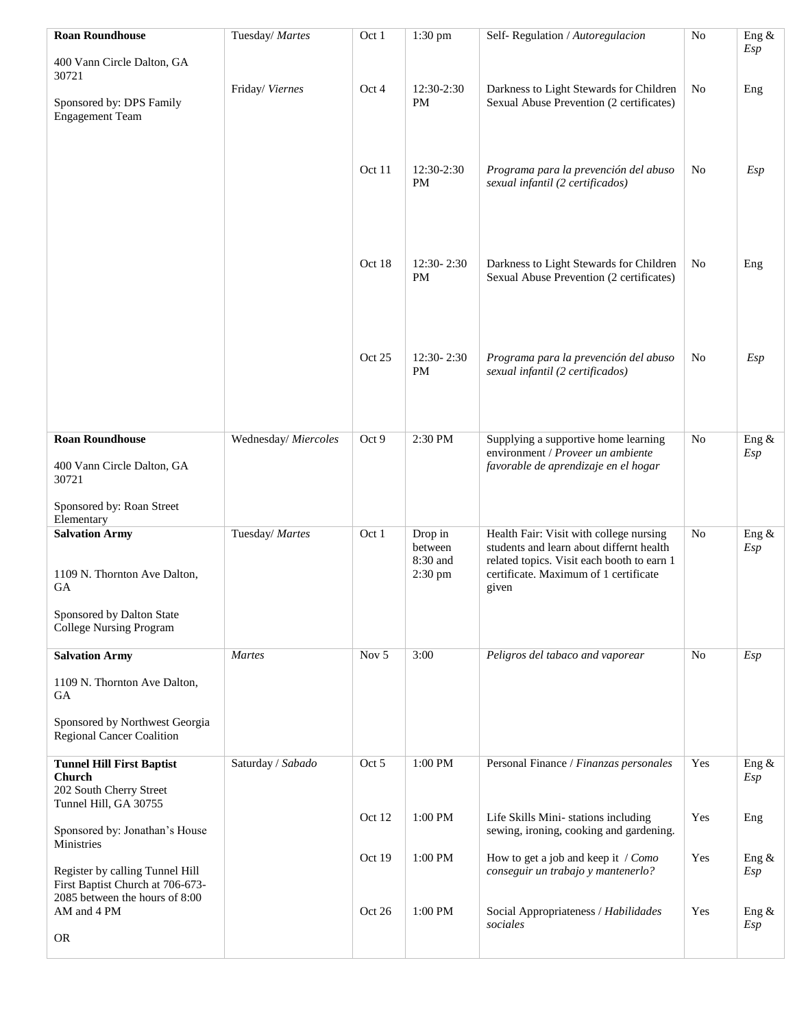| | | | | | | |
|---|---|---|---|---|---|---|
| **Roan Roundhouse**<br><br>400 Vann Circle Dalton, GA 30721<br><br>Sponsored by: DPS Family Engagement Team | Tuesday/ *Martes* | Oct 1 | 1:30 pm | Self- Regulation / *Autoregulacion* | No | Eng & *Esp* |
| | Friday/ *Viernes* | Oct 4 | 12:30-2:30 PM | Darkness to Light Stewards for Children Sexual Abuse Prevention (2 certificates) | No | Eng |
| | | Oct 11 | 12:30-2:30 PM | *Programa para la prevención del abuso sexual infantil (2 certificados)* | No | *Esp* |
| | | Oct 18 | 12:30- 2:30 PM | Darkness to Light Stewards for Children Sexual Abuse Prevention (2 certificates) | No | Eng |
| | | Oct 25 | 12:30- 2:30 PM | *Programa para la prevención del abuso sexual infantil (2 certificados)* | No | *Esp* |
| **Roan Roundhouse**<br><br>400 Vann Circle Dalton, GA 30721<br><br>Sponsored by: Roan Street Elementary | Wednesday/ *Miercoles* | Oct 9 | 2:30 PM | Supplying a supportive home learning environment / *Proveer un ambiente favorable de aprendizaje en el hogar* | No | Eng & *Esp* |
| **Salvation Army**<br><br>1109 N. Thornton Ave Dalton, GA<br><br>Sponsored by Dalton State College Nursing Program | Tuesday/ *Martes* | Oct 1 | Drop in between 8:30 and 2:30 pm | Health Fair: Visit with college nursing students and learn about differnt health related topics. Visit each booth to earn 1 certificate. Maximum of 1 certificate given | No | Eng & *Esp* |
| **Salvation Army**<br><br>1109 N. Thornton Ave Dalton, GA<br><br>Sponsored by Northwest Georgia Regional Cancer Coalition | *Martes* | Nov 5 | 3:00 | *Peligros del tabaco and vaporear* | No | *Esp* |
| **Tunnel Hill First Baptist Church**<br>202 South Cherry Street<br>Tunnel Hill, GA 30755<br><br>Sponsored by: Jonathan's House Ministries<br><br>Register by calling Tunnel Hill First Baptist Church at 706-673-2085 between the hours of 8:00 AM and 4 PM<br><br>OR | Saturday / *Sabado* | Oct 5 | 1:00 PM | Personal Finance / *Finanzas personales* | Yes | Eng & *Esp* |
| | | Oct 12 | 1:00 PM | Life Skills Mini- stations including sewing, ironing, cooking and gardening. | Yes | Eng |
| | | Oct 19 | 1:00 PM | How to get a job and keep it / *Como conseguir un trabajo y mantenerlo?* | Yes | Eng & *Esp* |
| | | Oct 26 | 1:00 PM | Social Appropriateness / *Habilidades sociales* | Yes | Eng & *Esp* |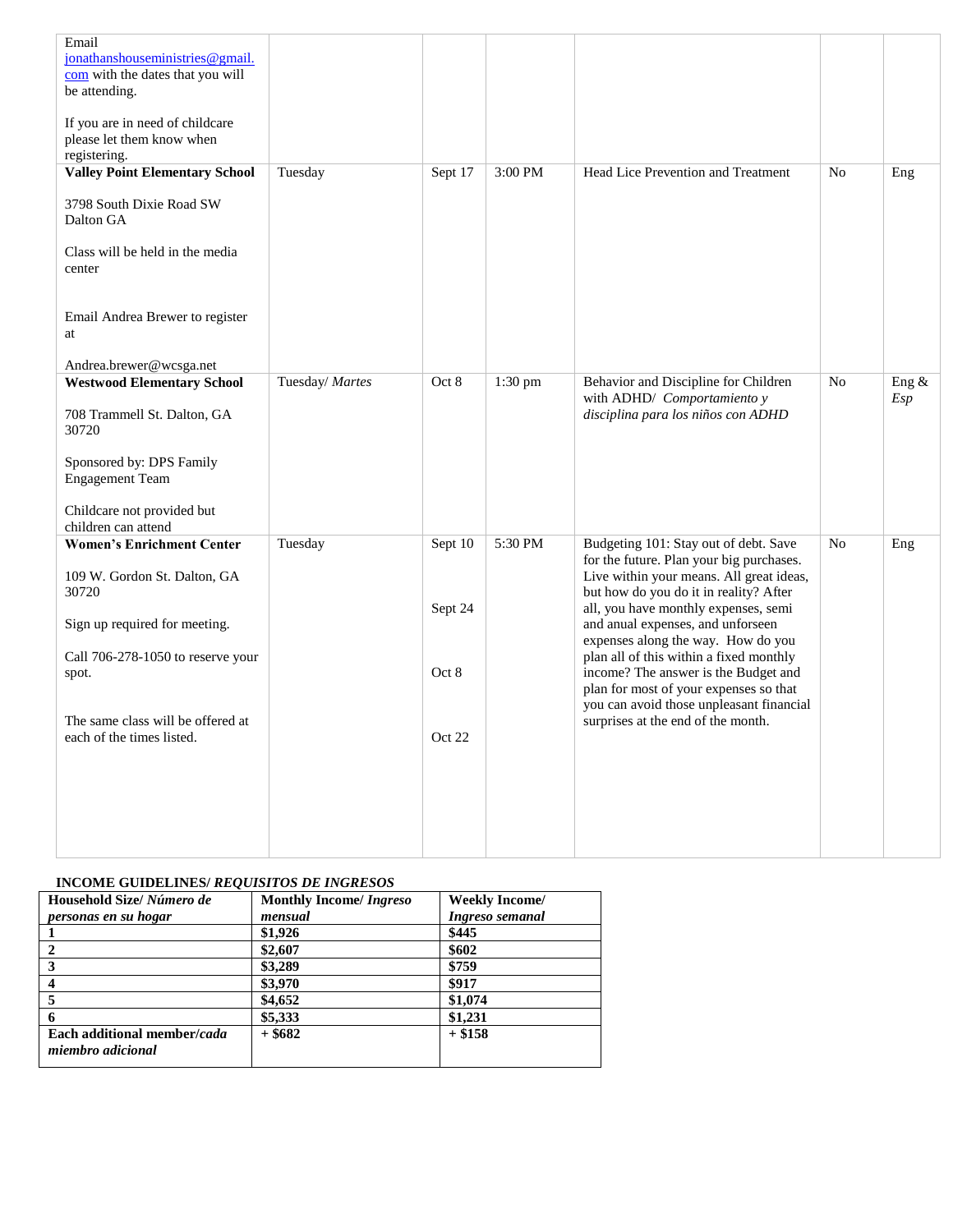| | | | | | | |
|---|---|---|---|---|---|---|
| Email jonathanshouseministries@gmail.com with the dates that you will be attending.<br><br>If you are in need of childcare please let them know when registering. | | | | | | |
| **Valley Point Elementary School**<br><br>3798 South Dixie Road SW Dalton GA<br><br>Class will be held in the media center<br><br>Email Andrea Brewer to register at<br><br>Andrea.brewer@wcsga.net | Tuesday | Sept 17 | 3:00 PM | Head Lice Prevention and Treatment | No | Eng |
| **Westwood Elementary School**<br><br>708 Trammell St. Dalton, GA 30720<br><br>Sponsored by: DPS Family Engagement Team<br><br>Childcare not provided but children can attend | Tuesday/ *Martes* | Oct 8 | 1:30 pm | Behavior and Discipline for Children with ADHD/ *Comportamiento y disciplina para los niños con ADHD* | No | Eng & *Esp* |
| **Women's Enrichment Center**<br><br>109 W. Gordon St. Dalton, GA 30720<br><br>Sign up required for meeting.<br><br>Call 706-278-1050 to reserve your spot.<br><br>The same class will be offered at each of the times listed. | Tuesday | Sept 10<br><br>Sept 24<br><br>Oct 8<br><br>Oct 22 | 5:30 PM | Budgeting 101: Stay out of debt. Save for the future. Plan your big purchases. Live within your means. All great ideas, but how do you do it in reality? After all, you have monthly expenses, semi and anual expenses, and unforseen expenses along the way. How do you plan all of this within a fixed monthly income? The answer is the Budget and plan for most of your expenses so that you can avoid those unpleasant financial surprises at the end of the month. | No | Eng |

**INCOME GUIDELINES/ *REQUISITOS DE INGRESOS***

| Household Size/ *Número de personas en su hogar* | Monthly Income/ *Ingreso mensual* | Weekly Income/ *Ingreso semanal* |
|---|---|---|
| **1** | **$1,926** | **$445** |
| **2** | **$2,607** | **$602** |
| **3** | **$3,289** | **$759** |
| **4** | **$3,970** | **$917** |
| **5** | **$4,652** | **$1,074** |
| **6** | **$5,333** | **$1,231** |
| **Each additional member/*cada miembro adicional*** | **+ $682** | **+ $158** |